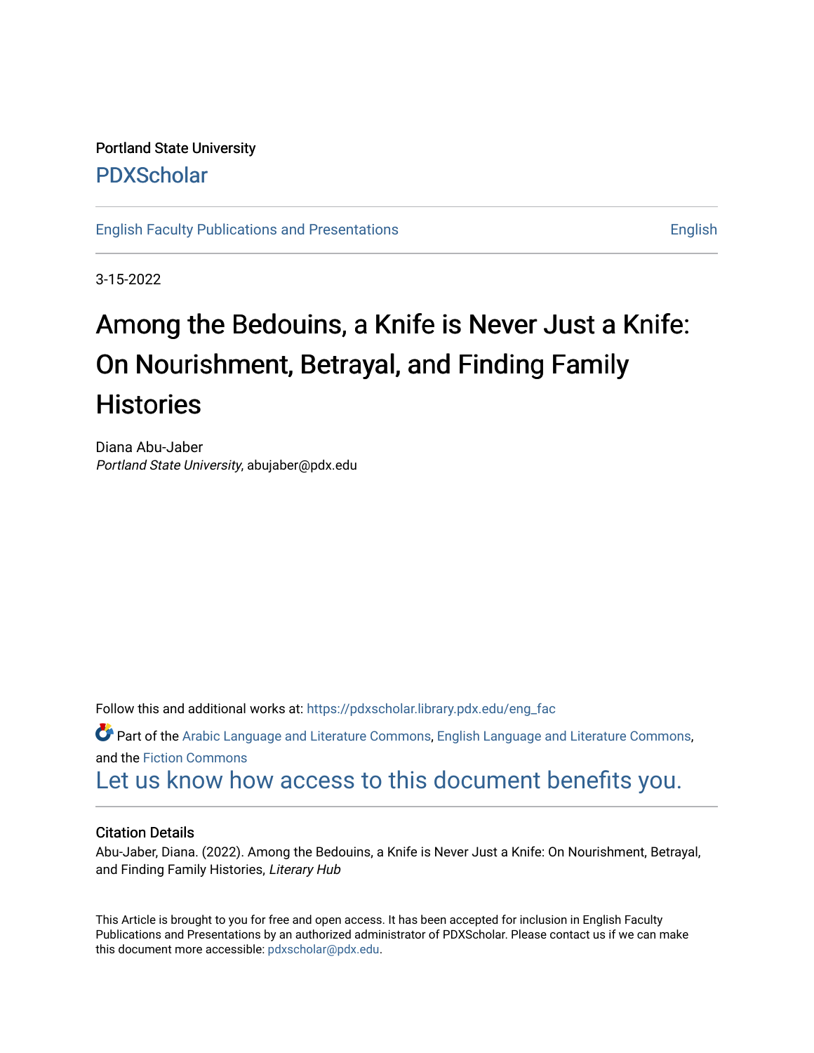Portland State University

PDXScholar

English Faculty Publications and Presentations | English

3-15-2022

# Among the Bedouins, a Knife is Never Just a Knife: On Nourishment, Betrayal, and Finding Family Histories

Diana Abu-Jaber
*Portland State University*, abujaber@pdx.edu

Follow this and additional works at: https://pdxscholar.library.pdx.edu/eng_fac

Part of the Arabic Language and Literature Commons, English Language and Literature Commons, and the Fiction Commons

Let us know how access to this document benefits you.

### Citation Details

Abu-Jaber, Diana. (2022). Among the Bedouins, a Knife is Never Just a Knife: On Nourishment, Betrayal, and Finding Family Histories, *Literary Hub*

This Article is brought to you for free and open access. It has been accepted for inclusion in English Faculty Publications and Presentations by an authorized administrator of PDXScholar. Please contact us if we can make this document more accessible: pdxscholar@pdx.edu.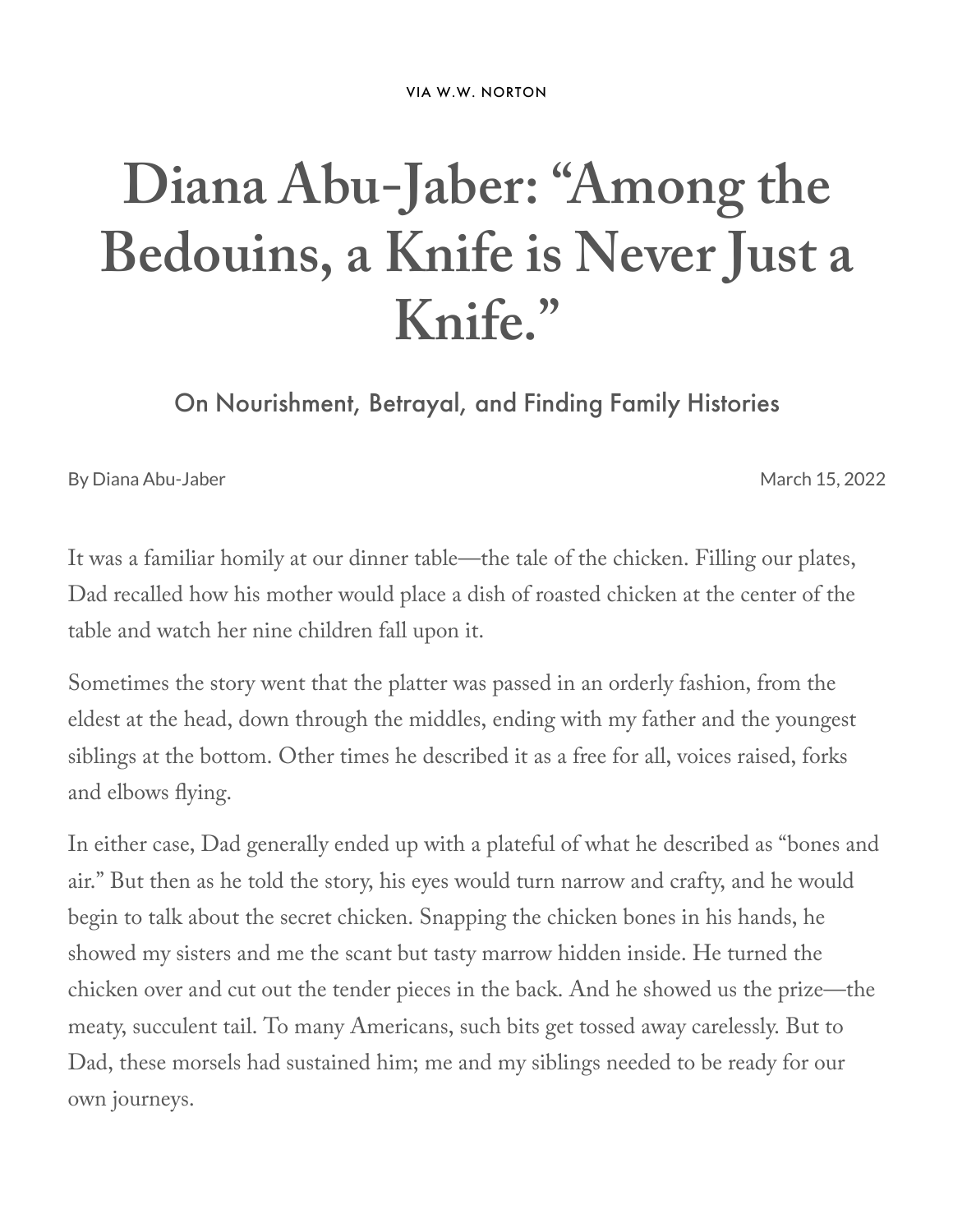VIA W.W. NORTON

# Diana Abu-Jaber: "Among the Bedouins, a Knife is Never Just a Knife."

## On Nourishment, Betrayal, and Finding Family Histories

By Diana Abu-Jaber

March 15, 2022

It was a familiar homily at our dinner table—the tale of the chicken. Filling our plates, Dad recalled how his mother would place a dish of roasted chicken at the center of the table and watch her nine children fall upon it.

Sometimes the story went that the platter was passed in an orderly fashion, from the eldest at the head, down through the middles, ending with my father and the youngest siblings at the bottom. Other times he described it as a free for all, voices raised, forks and elbows flying.

In either case, Dad generally ended up with a plateful of what he described as "bones and air." But then as he told the story, his eyes would turn narrow and crafty, and he would begin to talk about the secret chicken. Snapping the chicken bones in his hands, he showed my sisters and me the scant but tasty marrow hidden inside. He turned the chicken over and cut out the tender pieces in the back. And he showed us the prize—the meaty, succulent tail. To many Americans, such bits get tossed away carelessly. But to Dad, these morsels had sustained him; me and my siblings needed to be ready for our own journeys.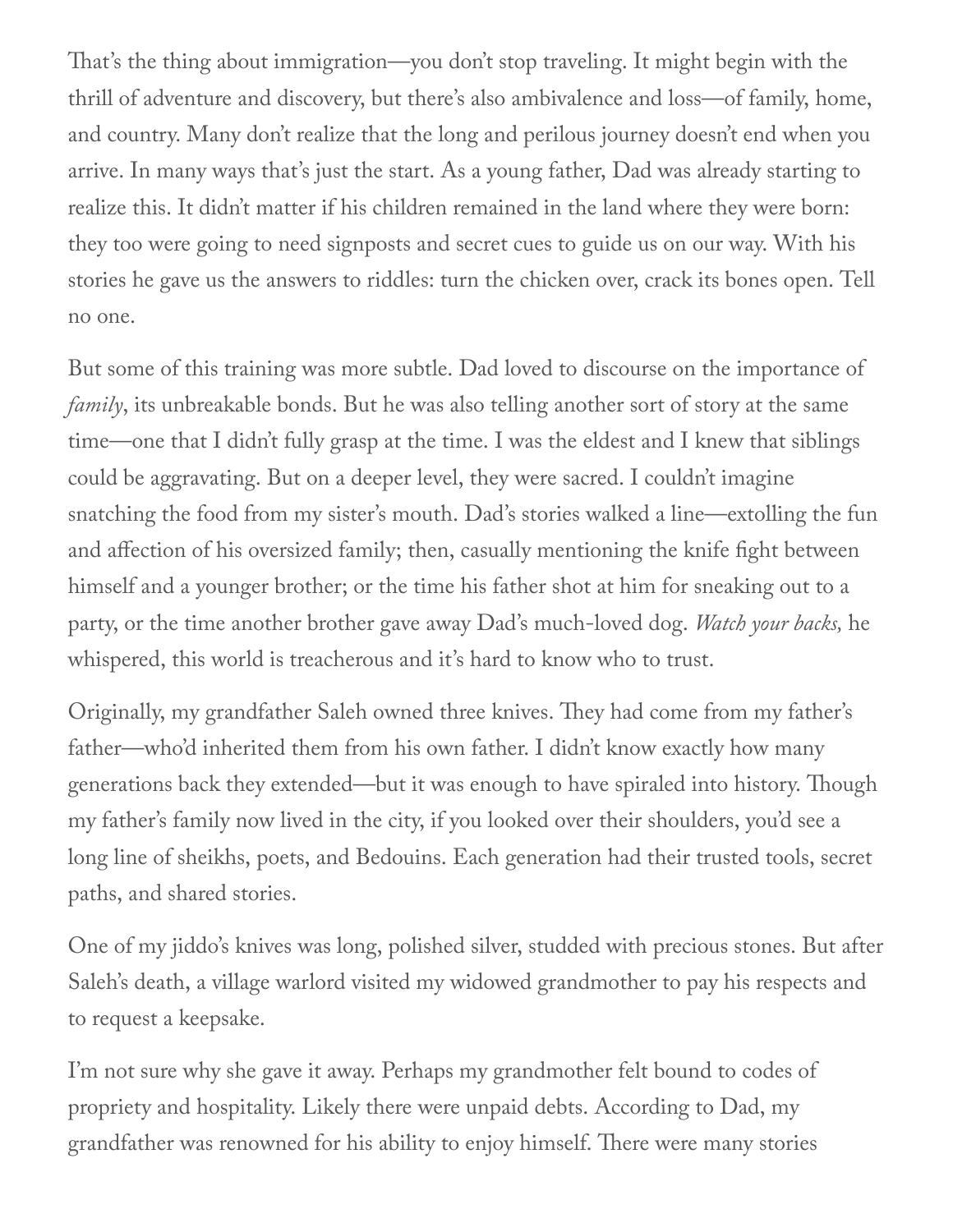That's the thing about immigration—you don't stop traveling. It might begin with the thrill of adventure and discovery, but there's also ambivalence and loss—of family, home, and country. Many don't realize that the long and perilous journey doesn't end when you arrive. In many ways that's just the start. As a young father, Dad was already starting to realize this. It didn't matter if his children remained in the land where they were born: they too were going to need signposts and secret cues to guide us on our way. With his stories he gave us the answers to riddles: turn the chicken over, crack its bones open. Tell no one.

But some of this training was more subtle. Dad loved to discourse on the importance of *family*, its unbreakable bonds. But he was also telling another sort of story at the same time—one that I didn't fully grasp at the time. I was the eldest and I knew that siblings could be aggravating. But on a deeper level, they were sacred. I couldn't imagine snatching the food from my sister's mouth. Dad's stories walked a line—extolling the fun and affection of his oversized family; then, casually mentioning the knife fight between himself and a younger brother; or the time his father shot at him for sneaking out to a party, or the time another brother gave away Dad's much-loved dog. *Watch your backs,* he whispered, this world is treacherous and it's hard to know who to trust.

Originally, my grandfather Saleh owned three knives. They had come from my father's father—who'd inherited them from his own father. I didn't know exactly how many generations back they extended—but it was enough to have spiraled into history. Though my father's family now lived in the city, if you looked over their shoulders, you'd see a long line of sheikhs, poets, and Bedouins. Each generation had their trusted tools, secret paths, and shared stories.

One of my jiddo's knives was long, polished silver, studded with precious stones. But after Saleh's death, a village warlord visited my widowed grandmother to pay his respects and to request a keepsake.

I'm not sure why she gave it away. Perhaps my grandmother felt bound to codes of propriety and hospitality. Likely there were unpaid debts. According to Dad, my grandfather was renowned for his ability to enjoy himself. There were many stories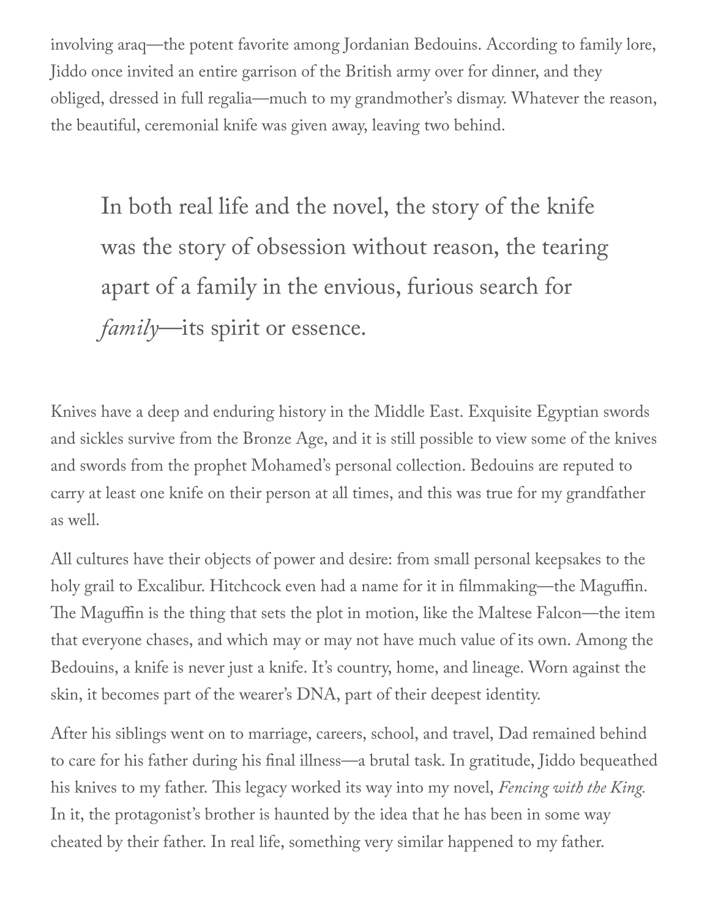involving araq—the potent favorite among Jordanian Bedouins. According to family lore, Jiddo once invited an entire garrison of the British army over for dinner, and they obliged, dressed in full regalia—much to my grandmother's dismay. Whatever the reason, the beautiful, ceremonial knife was given away, leaving two behind.

> In both real life and the novel, the story of the knife was the story of obsession without reason, the tearing apart of a family in the envious, furious search for *family*—its spirit or essence.

Knives have a deep and enduring history in the Middle East. Exquisite Egyptian swords and sickles survive from the Bronze Age, and it is still possible to view some of the knives and swords from the prophet Mohamed's personal collection. Bedouins are reputed to carry at least one knife on their person at all times, and this was true for my grandfather as well.

All cultures have their objects of power and desire: from small personal keepsakes to the holy grail to Excalibur. Hitchcock even had a name for it in filmmaking—the Maguffin. The Maguffin is the thing that sets the plot in motion, like the Maltese Falcon—the item that everyone chases, and which may or may not have much value of its own. Among the Bedouins, a knife is never just a knife. It's country, home, and lineage. Worn against the skin, it becomes part of the wearer's DNA, part of their deepest identity.

After his siblings went on to marriage, careers, school, and travel, Dad remained behind to care for his father during his final illness—a brutal task. In gratitude, Jiddo bequeathed his knives to my father. This legacy worked its way into my novel, *Fencing with the King*. In it, the protagonist's brother is haunted by the idea that he has been in some way cheated by their father. In real life, something very similar happened to my father.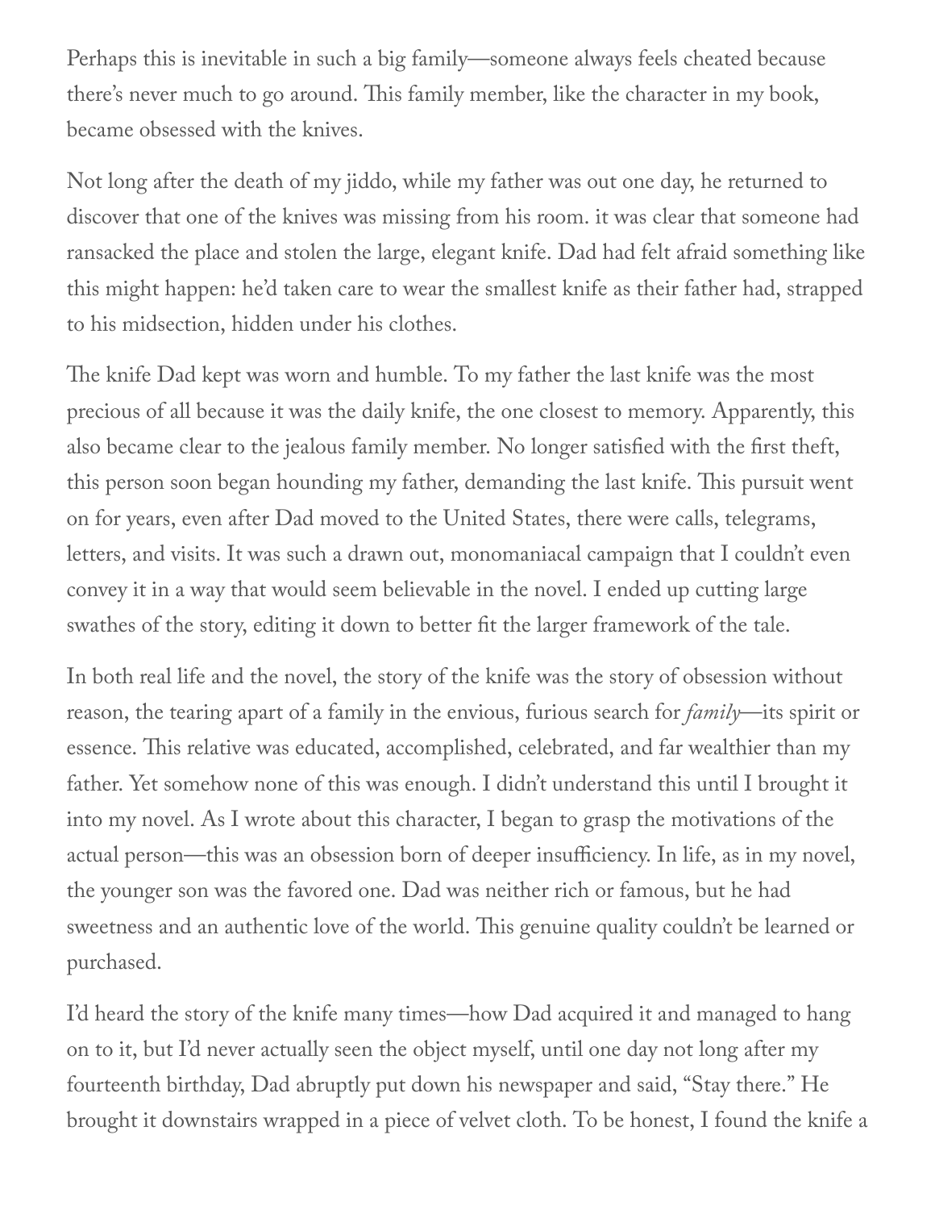Perhaps this is inevitable in such a big family—someone always feels cheated because there's never much to go around. This family member, like the character in my book, became obsessed with the knives.

Not long after the death of my jiddo, while my father was out one day, he returned to discover that one of the knives was missing from his room. it was clear that someone had ransacked the place and stolen the large, elegant knife. Dad had felt afraid something like this might happen: he'd taken care to wear the smallest knife as their father had, strapped to his midsection, hidden under his clothes.

The knife Dad kept was worn and humble. To my father the last knife was the most precious of all because it was the daily knife, the one closest to memory. Apparently, this also became clear to the jealous family member. No longer satisfied with the first theft, this person soon began hounding my father, demanding the last knife. This pursuit went on for years, even after Dad moved to the United States, there were calls, telegrams, letters, and visits. It was such a drawn out, monomaniacal campaign that I couldn't even convey it in a way that would seem believable in the novel. I ended up cutting large swathes of the story, editing it down to better fit the larger framework of the tale.

In both real life and the novel, the story of the knife was the story of obsession without reason, the tearing apart of a family in the envious, furious search for *family*—its spirit or essence. This relative was educated, accomplished, celebrated, and far wealthier than my father. Yet somehow none of this was enough. I didn't understand this until I brought it into my novel. As I wrote about this character, I began to grasp the motivations of the actual person—this was an obsession born of deeper insufficiency. In life, as in my novel, the younger son was the favored one. Dad was neither rich or famous, but he had sweetness and an authentic love of the world. This genuine quality couldn't be learned or purchased.

I'd heard the story of the knife many times—how Dad acquired it and managed to hang on to it, but I'd never actually seen the object myself, until one day not long after my fourteenth birthday, Dad abruptly put down his newspaper and said, "Stay there." He brought it downstairs wrapped in a piece of velvet cloth. To be honest, I found the knife a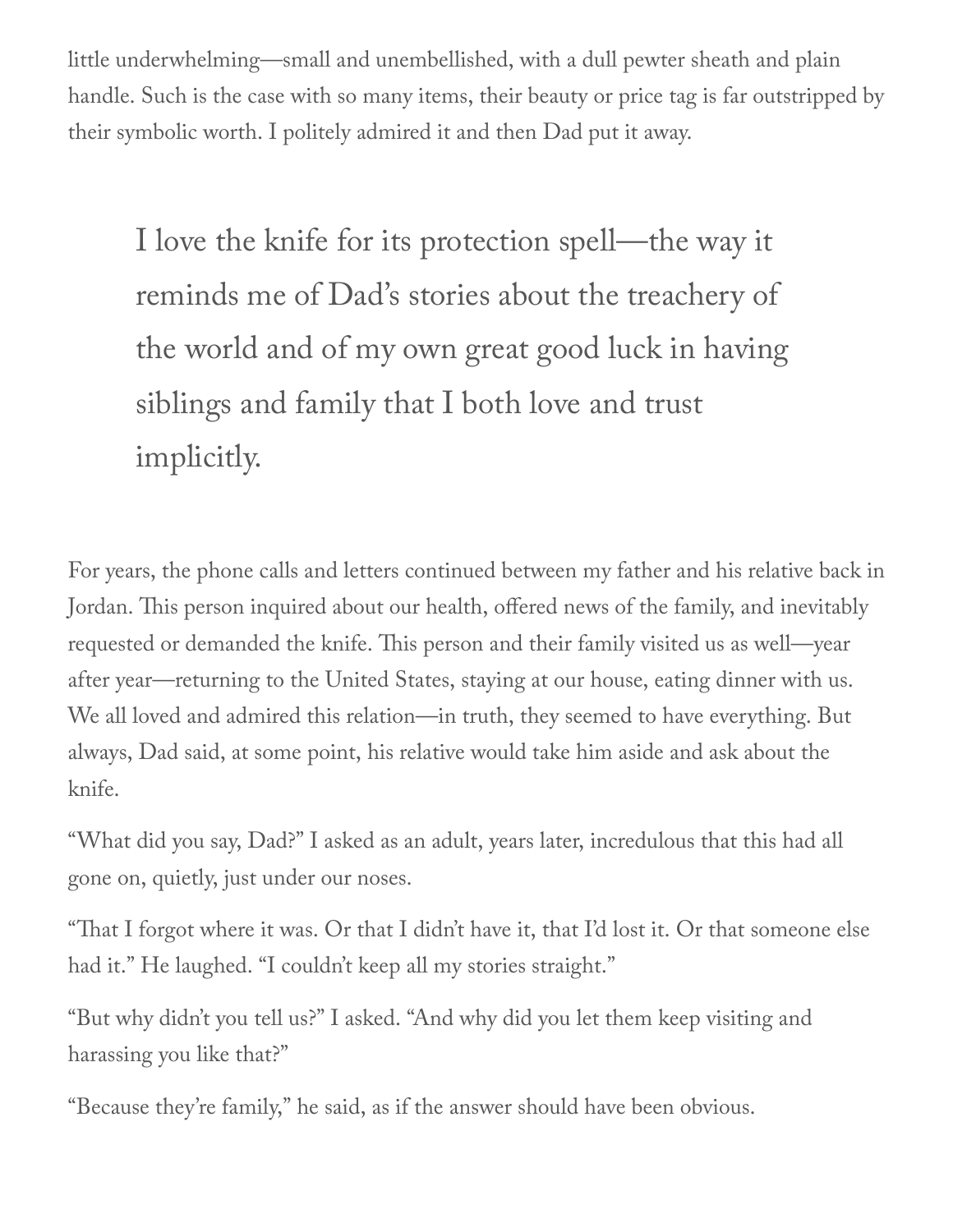little underwhelming—small and unembellished, with a dull pewter sheath and plain handle. Such is the case with so many items, their beauty or price tag is far outstripped by their symbolic worth. I politely admired it and then Dad put it away.

> I love the knife for its protection spell—the way it reminds me of Dad's stories about the treachery of the world and of my own great good luck in having siblings and family that I both love and trust implicitly.

For years, the phone calls and letters continued between my father and his relative back in Jordan. This person inquired about our health, offered news of the family, and inevitably requested or demanded the knife. This person and their family visited us as well—year after year—returning to the United States, staying at our house, eating dinner with us. We all loved and admired this relation—in truth, they seemed to have everything. But always, Dad said, at some point, his relative would take him aside and ask about the knife.

"What did you say, Dad?" I asked as an adult, years later, incredulous that this had all gone on, quietly, just under our noses.

"That I forgot where it was. Or that I didn't have it, that I'd lost it. Or that someone else had it." He laughed. "I couldn't keep all my stories straight."

"But why didn't you tell us?" I asked. "And why did you let them keep visiting and harassing you like that?"

"Because they're family," he said, as if the answer should have been obvious.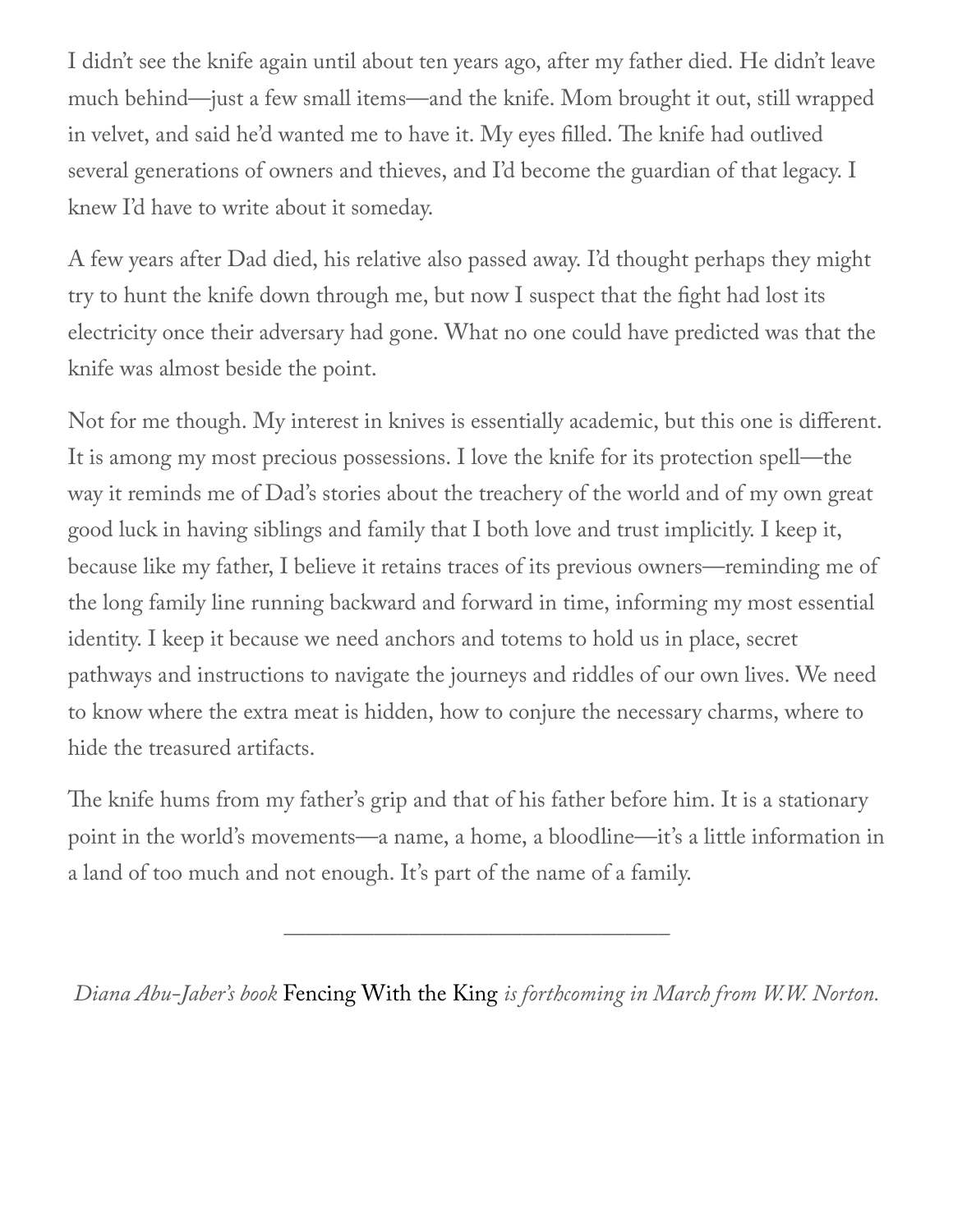I didn't see the knife again until about ten years ago, after my father died. He didn't leave much behind—just a few small items—and the knife. Mom brought it out, still wrapped in velvet, and said he'd wanted me to have it. My eyes filled. The knife had outlived several generations of owners and thieves, and I'd become the guardian of that legacy. I knew I'd have to write about it someday.

A few years after Dad died, his relative also passed away. I'd thought perhaps they might try to hunt the knife down through me, but now I suspect that the fight had lost its electricity once their adversary had gone. What no one could have predicted was that the knife was almost beside the point.

Not for me though. My interest in knives is essentially academic, but this one is different. It is among my most precious possessions. I love the knife for its protection spell—the way it reminds me of Dad's stories about the treachery of the world and of my own great good luck in having siblings and family that I both love and trust implicitly. I keep it, because like my father, I believe it retains traces of its previous owners—reminding me of the long family line running backward and forward in time, informing my most essential identity. I keep it because we need anchors and totems to hold us in place, secret pathways and instructions to navigate the journeys and riddles of our own lives. We need to know where the extra meat is hidden, how to conjure the necessary charms, where to hide the treasured artifacts.

The knife hums from my father's grip and that of his father before him. It is a stationary point in the world's movements—a name, a home, a bloodline—it's a little information in a land of too much and not enough. It's part of the name of a family.

---

*Diana Abu-Jaber's book* Fencing With the King *is forthcoming in March from W.W. Norton.*